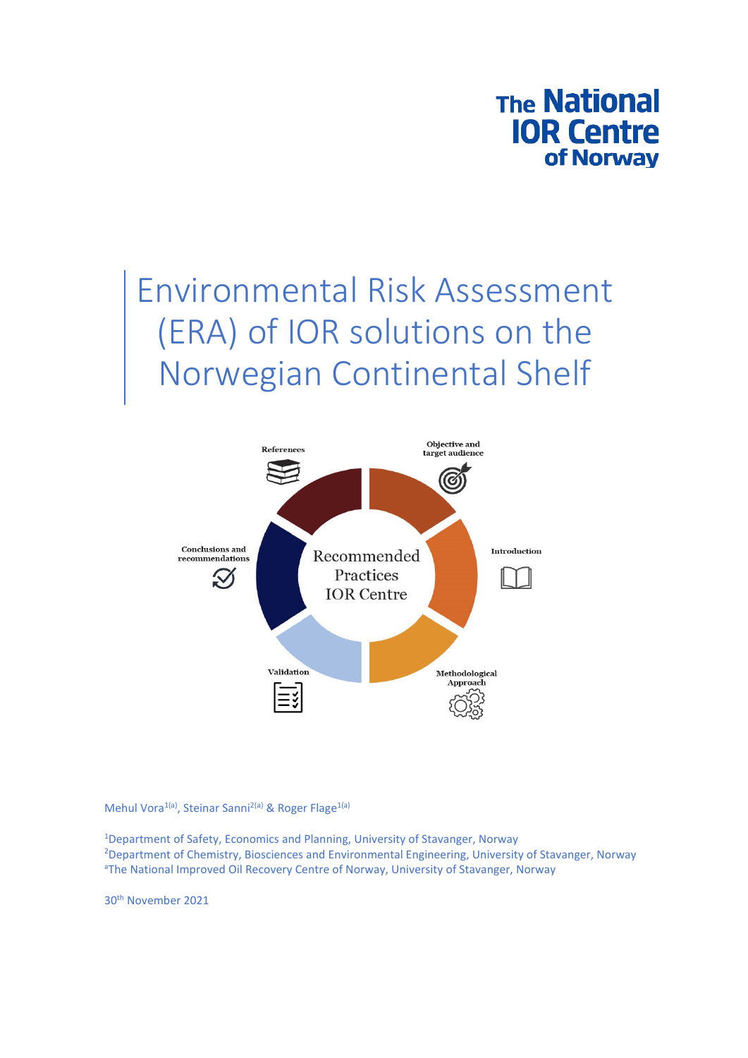The National IOR Centre of Norway

# Environmental Risk Assessment (ERA) of IOR solutions on the Norwegian Continental Shelf

References

Objective and target audience

Introduction

Recommended Practices IOR Centre

Conclusions and recommendations

Validation

Methodological Approach

Mehul Vora[1(a)], Steinar Sanni[2(a)] & Roger Flage[1(a)]

[1]Department of Safety, Economics and Planning, University of Stavanger, Norway
[2]Department of Chemistry, Biosciences and Environmental Engineering, University of Stavanger, Norway
[a]The National Improved Oil Recovery Centre of Norway, University of Stavanger, Norway

30th November 2021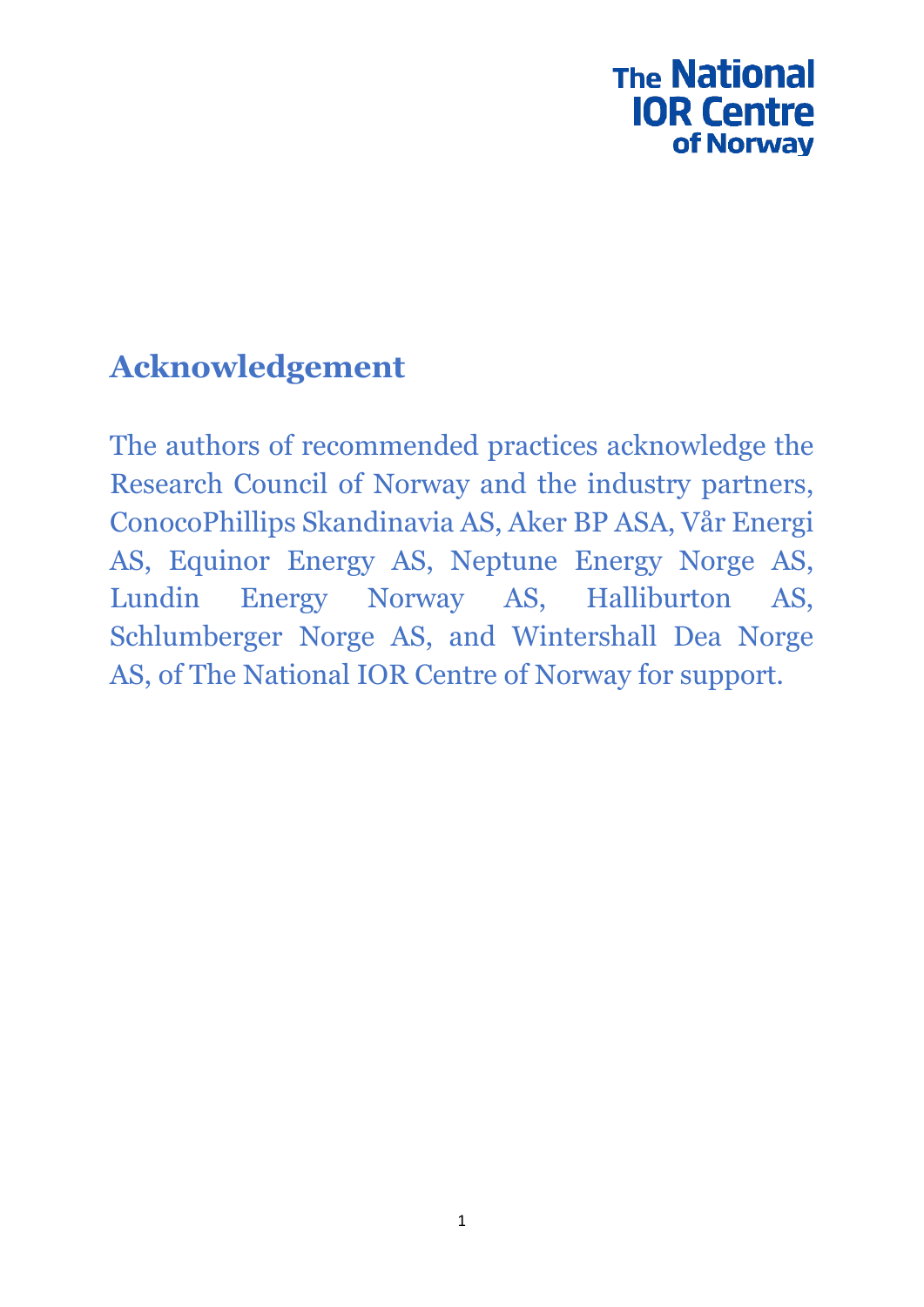# Acknowledgement

The authors of recommended practices acknowledge the Research Council of Norway and the industry partners, ConocoPhillips Skandinavia AS, Aker BP ASA, Vår Energi AS, Equinor Energy AS, Neptune Energy Norge AS, Lundin Energy Norway AS, Halliburton AS, Schlumberger Norge AS, and Wintershall Dea Norge AS, of The National IOR Centre of Norway for support.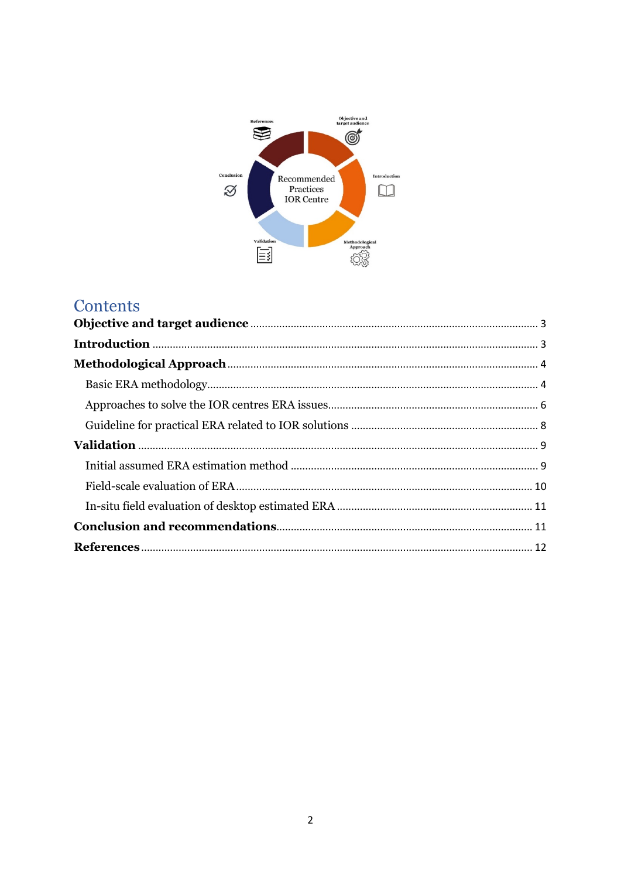# Contents

**Objective and target audience** .......... 3

**Introduction** .......... 3

**Methodological Approach** .......... 4

- Basic ERA methodology .......... 4
- Approaches to solve the IOR centres ERA issues .......... 6
- Guideline for practical ERA related to IOR solutions .......... 8

**Validation** .......... 9

- Initial assumed ERA estimation method .......... 9
- Field-scale evaluation of ERA .......... 10
- In-situ field evaluation of desktop estimated ERA .......... 11

**Conclusion and recommendations** .......... 11

**References** .......... 12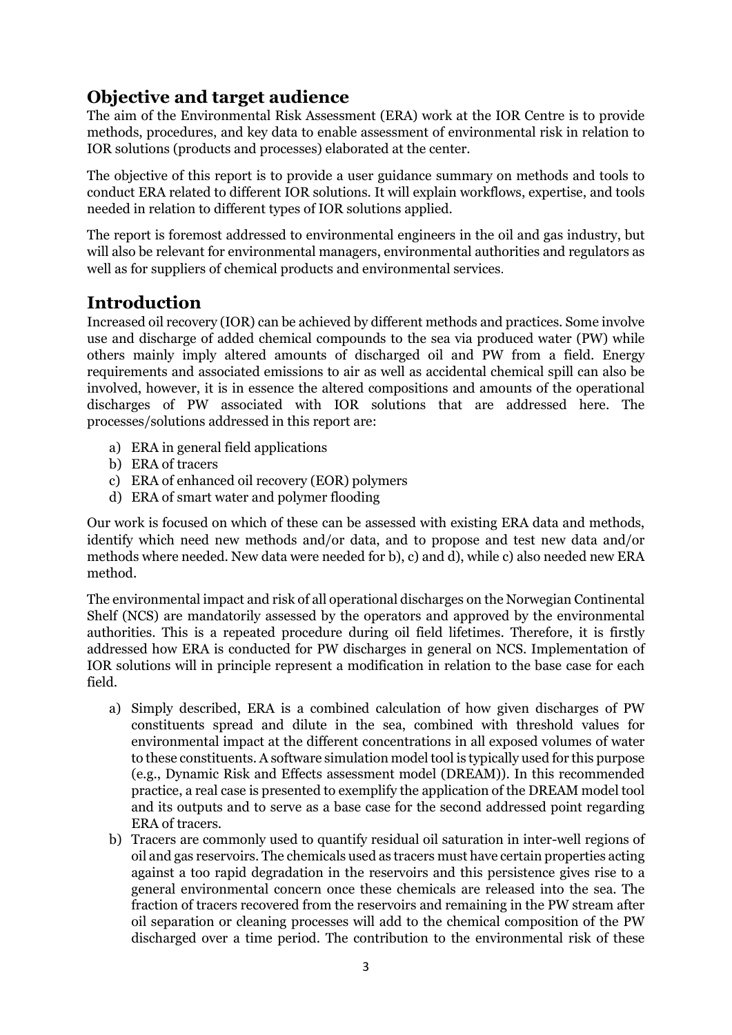## Objective and target audience

The aim of the Environmental Risk Assessment (ERA) work at the IOR Centre is to provide methods, procedures, and key data to enable assessment of environmental risk in relation to IOR solutions (products and processes) elaborated at the center.

The objective of this report is to provide a user guidance summary on methods and tools to conduct ERA related to different IOR solutions. It will explain workflows, expertise, and tools needed in relation to different types of IOR solutions applied.

The report is foremost addressed to environmental engineers in the oil and gas industry, but will also be relevant for environmental managers, environmental authorities and regulators as well as for suppliers of chemical products and environmental services.

## Introduction

Increased oil recovery (IOR) can be achieved by different methods and practices. Some involve use and discharge of added chemical compounds to the sea via produced water (PW) while others mainly imply altered amounts of discharged oil and PW from a field. Energy requirements and associated emissions to air as well as accidental chemical spill can also be involved, however, it is in essence the altered compositions and amounts of the operational discharges of PW associated with IOR solutions that are addressed here. The processes/solutions addressed in this report are:

a) ERA in general field applications
b) ERA of tracers
c) ERA of enhanced oil recovery (EOR) polymers
d) ERA of smart water and polymer flooding

Our work is focused on which of these can be assessed with existing ERA data and methods, identify which need new methods and/or data, and to propose and test new data and/or methods where needed. New data were needed for b), c) and d), while c) also needed new ERA method.

The environmental impact and risk of all operational discharges on the Norwegian Continental Shelf (NCS) are mandatorily assessed by the operators and approved by the environmental authorities. This is a repeated procedure during oil field lifetimes. Therefore, it is firstly addressed how ERA is conducted for PW discharges in general on NCS. Implementation of IOR solutions will in principle represent a modification in relation to the base case for each field.

a) Simply described, ERA is a combined calculation of how given discharges of PW constituents spread and dilute in the sea, combined with threshold values for environmental impact at the different concentrations in all exposed volumes of water to these constituents. A software simulation model tool is typically used for this purpose (e.g., Dynamic Risk and Effects assessment model (DREAM)). In this recommended practice, a real case is presented to exemplify the application of the DREAM model tool and its outputs and to serve as a base case for the second addressed point regarding ERA of tracers.
b) Tracers are commonly used to quantify residual oil saturation in inter-well regions of oil and gas reservoirs. The chemicals used as tracers must have certain properties acting against a too rapid degradation in the reservoirs and this persistence gives rise to a general environmental concern once these chemicals are released into the sea. The fraction of tracers recovered from the reservoirs and remaining in the PW stream after oil separation or cleaning processes will add to the chemical composition of the PW discharged over a time period. The contribution to the environmental risk of these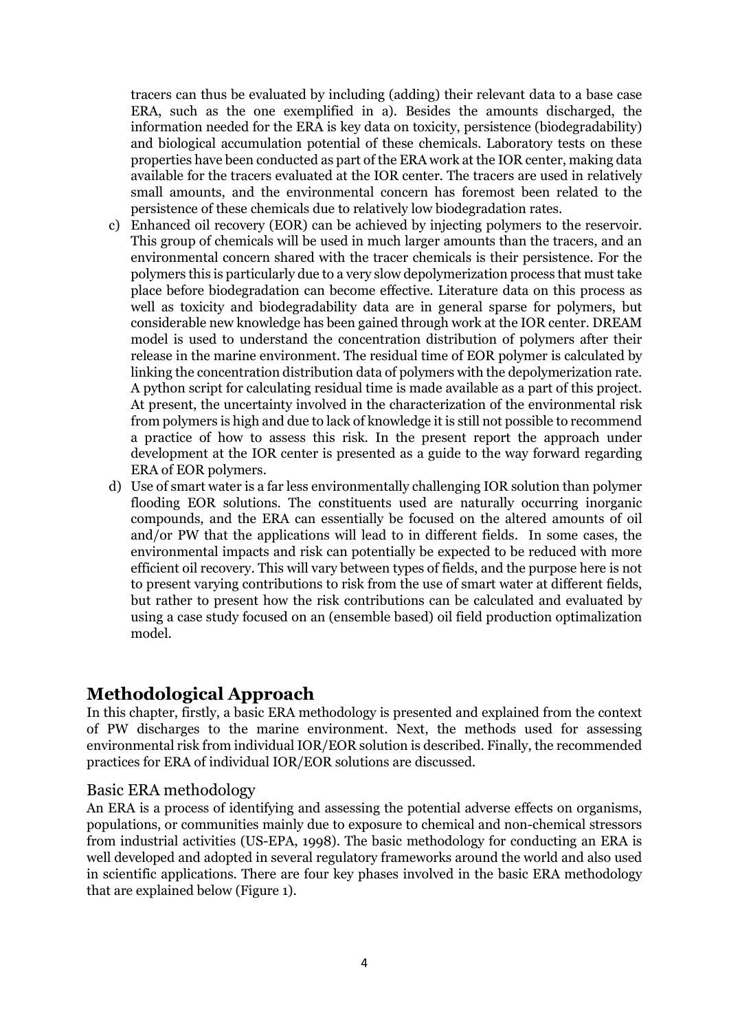tracers can thus be evaluated by including (adding) their relevant data to a base case ERA, such as the one exemplified in a). Besides the amounts discharged, the information needed for the ERA is key data on toxicity, persistence (biodegradability) and biological accumulation potential of these chemicals. Laboratory tests on these properties have been conducted as part of the ERA work at the IOR center, making data available for the tracers evaluated at the IOR center. The tracers are used in relatively small amounts, and the environmental concern has foremost been related to the persistence of these chemicals due to relatively low biodegradation rates.

c) Enhanced oil recovery (EOR) can be achieved by injecting polymers to the reservoir. This group of chemicals will be used in much larger amounts than the tracers, and an environmental concern shared with the tracer chemicals is their persistence. For the polymers this is particularly due to a very slow depolymerization process that must take place before biodegradation can become effective. Literature data on this process as well as toxicity and biodegradability data are in general sparse for polymers, but considerable new knowledge has been gained through work at the IOR center. DREAM model is used to understand the concentration distribution of polymers after their release in the marine environment. The residual time of EOR polymer is calculated by linking the concentration distribution data of polymers with the depolymerization rate. A python script for calculating residual time is made available as a part of this project. At present, the uncertainty involved in the characterization of the environmental risk from polymers is high and due to lack of knowledge it is still not possible to recommend a practice of how to assess this risk. In the present report the approach under development at the IOR center is presented as a guide to the way forward regarding ERA of EOR polymers.

d) Use of smart water is a far less environmentally challenging IOR solution than polymer flooding EOR solutions. The constituents used are naturally occurring inorganic compounds, and the ERA can essentially be focused on the altered amounts of oil and/or PW that the applications will lead to in different fields. In some cases, the environmental impacts and risk can potentially be expected to be reduced with more efficient oil recovery. This will vary between types of fields, and the purpose here is not to present varying contributions to risk from the use of smart water at different fields, but rather to present how the risk contributions can be calculated and evaluated by using a case study focused on an (ensemble based) oil field production optimalization model.

# Methodological Approach

In this chapter, firstly, a basic ERA methodology is presented and explained from the context of PW discharges to the marine environment. Next, the methods used for assessing environmental risk from individual IOR/EOR solution is described. Finally, the recommended practices for ERA of individual IOR/EOR solutions are discussed.

## Basic ERA methodology

An ERA is a process of identifying and assessing the potential adverse effects on organisms, populations, or communities mainly due to exposure to chemical and non-chemical stressors from industrial activities (US-EPA, 1998). The basic methodology for conducting an ERA is well developed and adopted in several regulatory frameworks around the world and also used in scientific applications. There are four key phases involved in the basic ERA methodology that are explained below (Figure 1).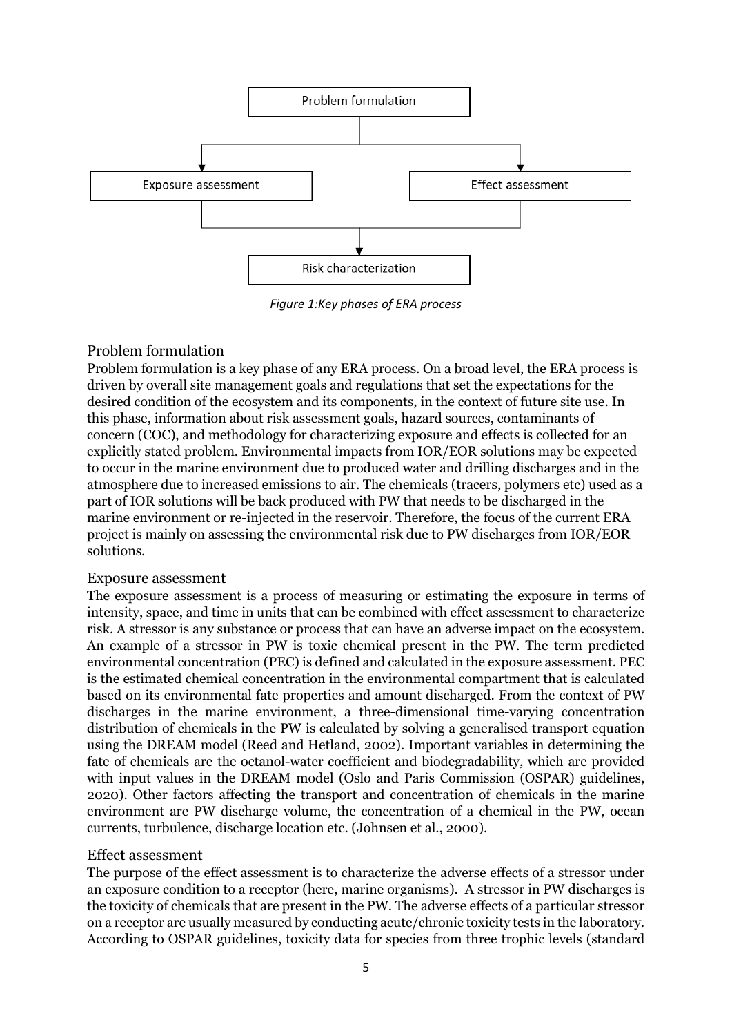Problem formulation

Exposure assessment

Effect assessment

Risk characterization

*Figure 1:Key phases of ERA process*

## Problem formulation

Problem formulation is a key phase of any ERA process. On a broad level, the ERA process is driven by overall site management goals and regulations that set the expectations for the desired condition of the ecosystem and its components, in the context of future site use. In this phase, information about risk assessment goals, hazard sources, contaminants of concern (COC), and methodology for characterizing exposure and effects is collected for an explicitly stated problem. Environmental impacts from IOR/EOR solutions may be expected to occur in the marine environment due to produced water and drilling discharges and in the atmosphere due to increased emissions to air. The chemicals (tracers, polymers etc) used as a part of IOR solutions will be back produced with PW that needs to be discharged in the marine environment or re-injected in the reservoir. Therefore, the focus of the current ERA project is mainly on assessing the environmental risk due to PW discharges from IOR/EOR solutions.

## Exposure assessment

The exposure assessment is a process of measuring or estimating the exposure in terms of intensity, space, and time in units that can be combined with effect assessment to characterize risk. A stressor is any substance or process that can have an adverse impact on the ecosystem. An example of a stressor in PW is toxic chemical present in the PW. The term predicted environmental concentration (PEC) is defined and calculated in the exposure assessment. PEC is the estimated chemical concentration in the environmental compartment that is calculated based on its environmental fate properties and amount discharged. From the context of PW discharges in the marine environment, a three-dimensional time-varying concentration distribution of chemicals in the PW is calculated by solving a generalised transport equation using the DREAM model (Reed and Hetland, 2002). Important variables in determining the fate of chemicals are the octanol-water coefficient and biodegradability, which are provided with input values in the DREAM model (Oslo and Paris Commission (OSPAR) guidelines, 2020). Other factors affecting the transport and concentration of chemicals in the marine environment are PW discharge volume, the concentration of a chemical in the PW, ocean currents, turbulence, discharge location etc. (Johnsen et al., 2000).

## Effect assessment

The purpose of the effect assessment is to characterize the adverse effects of a stressor under an exposure condition to a receptor (here, marine organisms). A stressor in PW discharges is the toxicity of chemicals that are present in the PW. The adverse effects of a particular stressor on a receptor are usually measured by conducting acute/chronic toxicity tests in the laboratory. According to OSPAR guidelines, toxicity data for species from three trophic levels (standard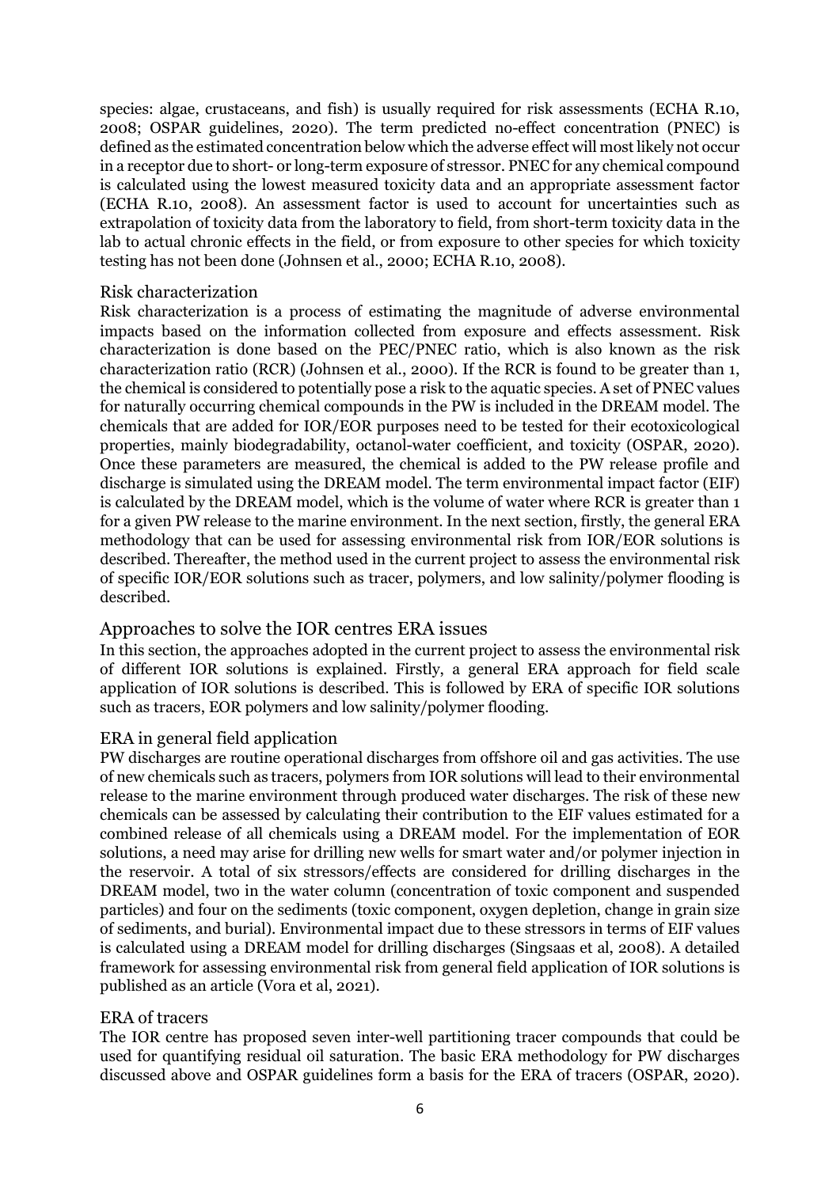species: algae, crustaceans, and fish) is usually required for risk assessments (ECHA R.10, 2008; OSPAR guidelines, 2020). The term predicted no-effect concentration (PNEC) is defined as the estimated concentration below which the adverse effect will most likely not occur in a receptor due to short- or long-term exposure of stressor. PNEC for any chemical compound is calculated using the lowest measured toxicity data and an appropriate assessment factor (ECHA R.10, 2008). An assessment factor is used to account for uncertainties such as extrapolation of toxicity data from the laboratory to field, from short-term toxicity data in the lab to actual chronic effects in the field, or from exposure to other species for which toxicity testing has not been done (Johnsen et al., 2000; ECHA R.10, 2008).

### Risk characterization

Risk characterization is a process of estimating the magnitude of adverse environmental impacts based on the information collected from exposure and effects assessment. Risk characterization is done based on the PEC/PNEC ratio, which is also known as the risk characterization ratio (RCR) (Johnsen et al., 2000). If the RCR is found to be greater than 1, the chemical is considered to potentially pose a risk to the aquatic species. A set of PNEC values for naturally occurring chemical compounds in the PW is included in the DREAM model. The chemicals that are added for IOR/EOR purposes need to be tested for their ecotoxicological properties, mainly biodegradability, octanol-water coefficient, and toxicity (OSPAR, 2020). Once these parameters are measured, the chemical is added to the PW release profile and discharge is simulated using the DREAM model. The term environmental impact factor (EIF) is calculated by the DREAM model, which is the volume of water where RCR is greater than 1 for a given PW release to the marine environment. In the next section, firstly, the general ERA methodology that can be used for assessing environmental risk from IOR/EOR solutions is described. Thereafter, the method used in the current project to assess the environmental risk of specific IOR/EOR solutions such as tracer, polymers, and low salinity/polymer flooding is described.

## Approaches to solve the IOR centres ERA issues

In this section, the approaches adopted in the current project to assess the environmental risk of different IOR solutions is explained. Firstly, a general ERA approach for field scale application of IOR solutions is described. This is followed by ERA of specific IOR solutions such as tracers, EOR polymers and low salinity/polymer flooding.

### ERA in general field application

PW discharges are routine operational discharges from offshore oil and gas activities. The use of new chemicals such as tracers, polymers from IOR solutions will lead to their environmental release to the marine environment through produced water discharges. The risk of these new chemicals can be assessed by calculating their contribution to the EIF values estimated for a combined release of all chemicals using a DREAM model. For the implementation of EOR solutions, a need may arise for drilling new wells for smart water and/or polymer injection in the reservoir. A total of six stressors/effects are considered for drilling discharges in the DREAM model, two in the water column (concentration of toxic component and suspended particles) and four on the sediments (toxic component, oxygen depletion, change in grain size of sediments, and burial). Environmental impact due to these stressors in terms of EIF values is calculated using a DREAM model for drilling discharges (Singsaas et al, 2008). A detailed framework for assessing environmental risk from general field application of IOR solutions is published as an article (Vora et al, 2021).

### ERA of tracers

The IOR centre has proposed seven inter-well partitioning tracer compounds that could be used for quantifying residual oil saturation. The basic ERA methodology for PW discharges discussed above and OSPAR guidelines form a basis for the ERA of tracers (OSPAR, 2020).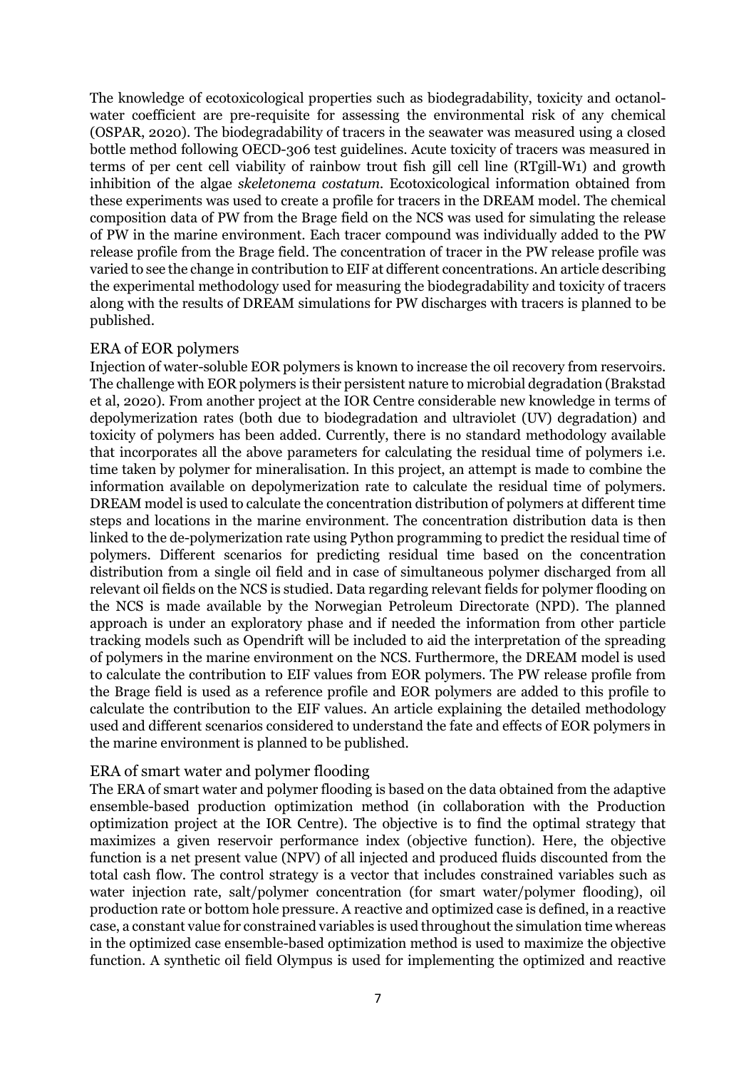The knowledge of ecotoxicological properties such as biodegradability, toxicity and octanol-water coefficient are pre-requisite for assessing the environmental risk of any chemical (OSPAR, 2020). The biodegradability of tracers in the seawater was measured using a closed bottle method following OECD-306 test guidelines. Acute toxicity of tracers was measured in terms of per cent cell viability of rainbow trout fish gill cell line (RTgill-W1) and growth inhibition of the algae *skeletonema costatum.* Ecotoxicological information obtained from these experiments was used to create a profile for tracers in the DREAM model. The chemical composition data of PW from the Brage field on the NCS was used for simulating the release of PW in the marine environment. Each tracer compound was individually added to the PW release profile from the Brage field. The concentration of tracer in the PW release profile was varied to see the change in contribution to EIF at different concentrations. An article describing the experimental methodology used for measuring the biodegradability and toxicity of tracers along with the results of DREAM simulations for PW discharges with tracers is planned to be published.

### ERA of EOR polymers

Injection of water-soluble EOR polymers is known to increase the oil recovery from reservoirs. The challenge with EOR polymers is their persistent nature to microbial degradation (Brakstad et al, 2020). From another project at the IOR Centre considerable new knowledge in terms of depolymerization rates (both due to biodegradation and ultraviolet (UV) degradation) and toxicity of polymers has been added. Currently, there is no standard methodology available that incorporates all the above parameters for calculating the residual time of polymers i.e. time taken by polymer for mineralisation. In this project, an attempt is made to combine the information available on depolymerization rate to calculate the residual time of polymers. DREAM model is used to calculate the concentration distribution of polymers at different time steps and locations in the marine environment. The concentration distribution data is then linked to the de-polymerization rate using Python programming to predict the residual time of polymers. Different scenarios for predicting residual time based on the concentration distribution from a single oil field and in case of simultaneous polymer discharged from all relevant oil fields on the NCS is studied. Data regarding relevant fields for polymer flooding on the NCS is made available by the Norwegian Petroleum Directorate (NPD). The planned approach is under an exploratory phase and if needed the information from other particle tracking models such as Opendrift will be included to aid the interpretation of the spreading of polymers in the marine environment on the NCS. Furthermore, the DREAM model is used to calculate the contribution to EIF values from EOR polymers. The PW release profile from the Brage field is used as a reference profile and EOR polymers are added to this profile to calculate the contribution to the EIF values. An article explaining the detailed methodology used and different scenarios considered to understand the fate and effects of EOR polymers in the marine environment is planned to be published.

### ERA of smart water and polymer flooding

The ERA of smart water and polymer flooding is based on the data obtained from the adaptive ensemble-based production optimization method (in collaboration with the Production optimization project at the IOR Centre). The objective is to find the optimal strategy that maximizes a given reservoir performance index (objective function). Here, the objective function is a net present value (NPV) of all injected and produced fluids discounted from the total cash flow. The control strategy is a vector that includes constrained variables such as water injection rate, salt/polymer concentration (for smart water/polymer flooding), oil production rate or bottom hole pressure. A reactive and optimized case is defined, in a reactive case, a constant value for constrained variables is used throughout the simulation time whereas in the optimized case ensemble-based optimization method is used to maximize the objective function. A synthetic oil field Olympus is used for implementing the optimized and reactive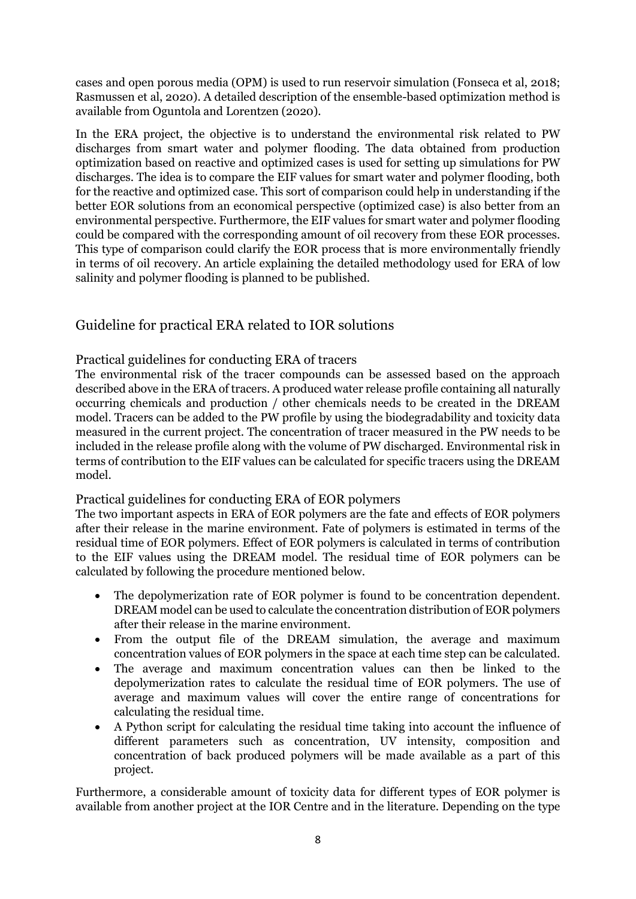cases and open porous media (OPM) is used to run reservoir simulation (Fonseca et al, 2018; Rasmussen et al, 2020). A detailed description of the ensemble-based optimization method is available from Oguntola and Lorentzen (2020).

In the ERA project, the objective is to understand the environmental risk related to PW discharges from smart water and polymer flooding. The data obtained from production optimization based on reactive and optimized cases is used for setting up simulations for PW discharges. The idea is to compare the EIF values for smart water and polymer flooding, both for the reactive and optimized case. This sort of comparison could help in understanding if the better EOR solutions from an economical perspective (optimized case) is also better from an environmental perspective. Furthermore, the EIF values for smart water and polymer flooding could be compared with the corresponding amount of oil recovery from these EOR processes. This type of comparison could clarify the EOR process that is more environmentally friendly in terms of oil recovery. An article explaining the detailed methodology used for ERA of low salinity and polymer flooding is planned to be published.

## Guideline for practical ERA related to IOR solutions

### Practical guidelines for conducting ERA of tracers

The environmental risk of the tracer compounds can be assessed based on the approach described above in the ERA of tracers. A produced water release profile containing all naturally occurring chemicals and production / other chemicals needs to be created in the DREAM model. Tracers can be added to the PW profile by using the biodegradability and toxicity data measured in the current project. The concentration of tracer measured in the PW needs to be included in the release profile along with the volume of PW discharged. Environmental risk in terms of contribution to the EIF values can be calculated for specific tracers using the DREAM model.

### Practical guidelines for conducting ERA of EOR polymers

The two important aspects in ERA of EOR polymers are the fate and effects of EOR polymers after their release in the marine environment. Fate of polymers is estimated in terms of the residual time of EOR polymers. Effect of EOR polymers is calculated in terms of contribution to the EIF values using the DREAM model. The residual time of EOR polymers can be calculated by following the procedure mentioned below.

- The depolymerization rate of EOR polymer is found to be concentration dependent. DREAM model can be used to calculate the concentration distribution of EOR polymers after their release in the marine environment.
- From the output file of the DREAM simulation, the average and maximum concentration values of EOR polymers in the space at each time step can be calculated.
- The average and maximum concentration values can then be linked to the depolymerization rates to calculate the residual time of EOR polymers. The use of average and maximum values will cover the entire range of concentrations for calculating the residual time.
- A Python script for calculating the residual time taking into account the influence of different parameters such as concentration, UV intensity, composition and concentration of back produced polymers will be made available as a part of this project.

Furthermore, a considerable amount of toxicity data for different types of EOR polymer is available from another project at the IOR Centre and in the literature. Depending on the type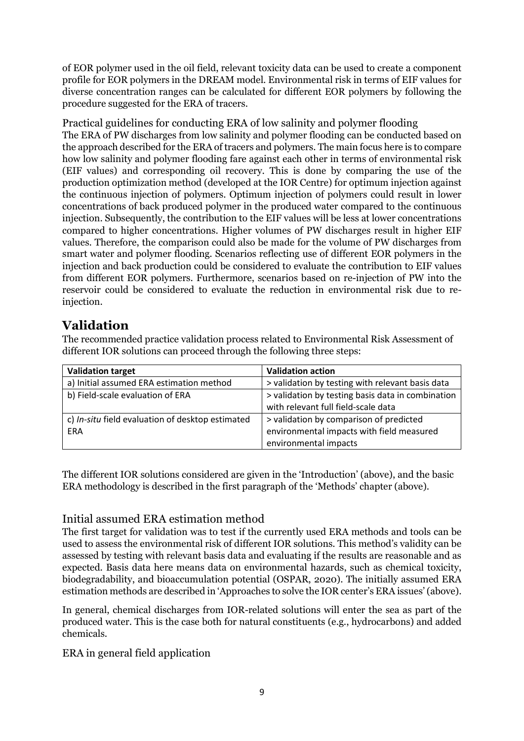of EOR polymer used in the oil field, relevant toxicity data can be used to create a component profile for EOR polymers in the DREAM model. Environmental risk in terms of EIF values for diverse concentration ranges can be calculated for different EOR polymers by following the procedure suggested for the ERA of tracers.

### Practical guidelines for conducting ERA of low salinity and polymer flooding

The ERA of PW discharges from low salinity and polymer flooding can be conducted based on the approach described for the ERA of tracers and polymers. The main focus here is to compare how low salinity and polymer flooding fare against each other in terms of environmental risk (EIF values) and corresponding oil recovery. This is done by comparing the use of the production optimization method (developed at the IOR Centre) for optimum injection against the continuous injection of polymers. Optimum injection of polymers could result in lower concentrations of back produced polymer in the produced water compared to the continuous injection. Subsequently, the contribution to the EIF values will be less at lower concentrations compared to higher concentrations. Higher volumes of PW discharges result in higher EIF values. Therefore, the comparison could also be made for the volume of PW discharges from smart water and polymer flooding. Scenarios reflecting use of different EOR polymers in the injection and back production could be considered to evaluate the contribution to EIF values from different EOR polymers. Furthermore, scenarios based on re-injection of PW into the reservoir could be considered to evaluate the reduction in environmental risk due to re-injection.

## Validation

The recommended practice validation process related to Environmental Risk Assessment of different IOR solutions can proceed through the following three steps:

| Validation target | Validation action |
|---|---|
| a) Initial assumed ERA estimation method | > validation by testing with relevant basis data |
| b) Field-scale evaluation of ERA | > validation by testing basis data in combination with relevant full field-scale data |
| c) *In-situ* field evaluation of desktop estimated ERA | > validation by comparison of predicted environmental impacts with field measured environmental impacts |

The different IOR solutions considered are given in the 'Introduction' (above), and the basic ERA methodology is described in the first paragraph of the 'Methods' chapter (above).

### Initial assumed ERA estimation method

The first target for validation was to test if the currently used ERA methods and tools can be used to assess the environmental risk of different IOR solutions. This method's validity can be assessed by testing with relevant basis data and evaluating if the results are reasonable and as expected. Basis data here means data on environmental hazards, such as chemical toxicity, biodegradability, and bioaccumulation potential (OSPAR, 2020). The initially assumed ERA estimation methods are described in 'Approaches to solve the IOR center's ERA issues' (above).

In general, chemical discharges from IOR-related solutions will enter the sea as part of the produced water. This is the case both for natural constituents (e.g., hydrocarbons) and added chemicals.

### ERA in general field application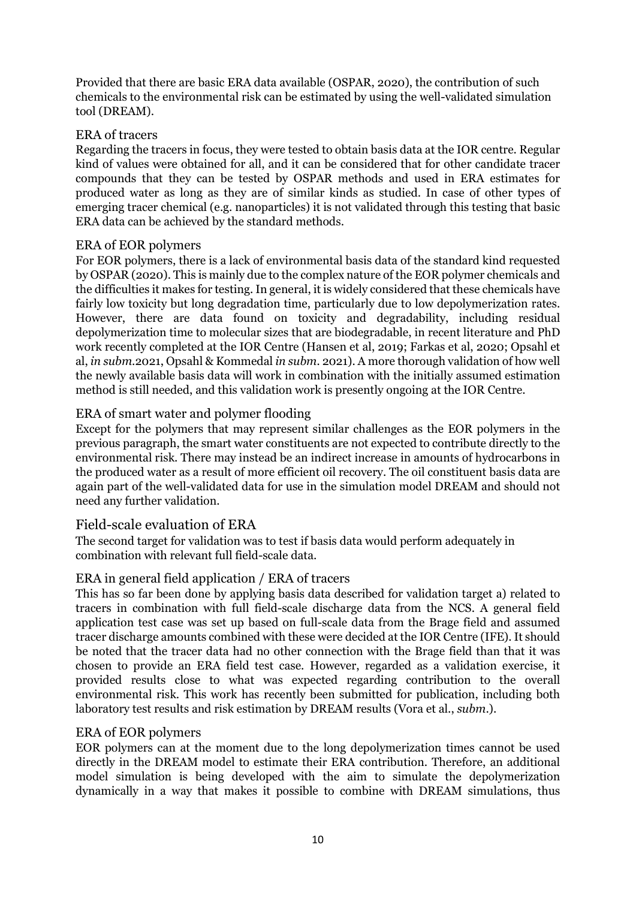Provided that there are basic ERA data available (OSPAR, 2020), the contribution of such chemicals to the environmental risk can be estimated by using the well-validated simulation tool (DREAM).

### ERA of tracers

Regarding the tracers in focus, they were tested to obtain basis data at the IOR centre. Regular kind of values were obtained for all, and it can be considered that for other candidate tracer compounds that they can be tested by OSPAR methods and used in ERA estimates for produced water as long as they are of similar kinds as studied. In case of other types of emerging tracer chemical (e.g. nanoparticles) it is not validated through this testing that basic ERA data can be achieved by the standard methods.

### ERA of EOR polymers

For EOR polymers, there is a lack of environmental basis data of the standard kind requested by OSPAR (2020). This is mainly due to the complex nature of the EOR polymer chemicals and the difficulties it makes for testing. In general, it is widely considered that these chemicals have fairly low toxicity but long degradation time, particularly due to low depolymerization rates. However, there are data found on toxicity and degradability, including residual depolymerization time to molecular sizes that are biodegradable, in recent literature and PhD work recently completed at the IOR Centre (Hansen et al, 2019; Farkas et al, 2020; Opsahl et al, *in subm.*2021, Opsahl & Kommedal *in subm.* 2021). A more thorough validation of how well the newly available basis data will work in combination with the initially assumed estimation method is still needed, and this validation work is presently ongoing at the IOR Centre.

### ERA of smart water and polymer flooding

Except for the polymers that may represent similar challenges as the EOR polymers in the previous paragraph, the smart water constituents are not expected to contribute directly to the environmental risk. There may instead be an indirect increase in amounts of hydrocarbons in the produced water as a result of more efficient oil recovery. The oil constituent basis data are again part of the well-validated data for use in the simulation model DREAM and should not need any further validation.

## Field-scale evaluation of ERA

The second target for validation was to test if basis data would perform adequately in combination with relevant full field-scale data.

### ERA in general field application / ERA of tracers

This has so far been done by applying basis data described for validation target a) related to tracers in combination with full field-scale discharge data from the NCS. A general field application test case was set up based on full-scale data from the Brage field and assumed tracer discharge amounts combined with these were decided at the IOR Centre (IFE). It should be noted that the tracer data had no other connection with the Brage field than that it was chosen to provide an ERA field test case. However, regarded as a validation exercise, it provided results close to what was expected regarding contribution to the overall environmental risk. This work has recently been submitted for publication, including both laboratory test results and risk estimation by DREAM results (Vora et al., *subm.*).

### ERA of EOR polymers

EOR polymers can at the moment due to the long depolymerization times cannot be used directly in the DREAM model to estimate their ERA contribution. Therefore, an additional model simulation is being developed with the aim to simulate the depolymerization dynamically in a way that makes it possible to combine with DREAM simulations, thus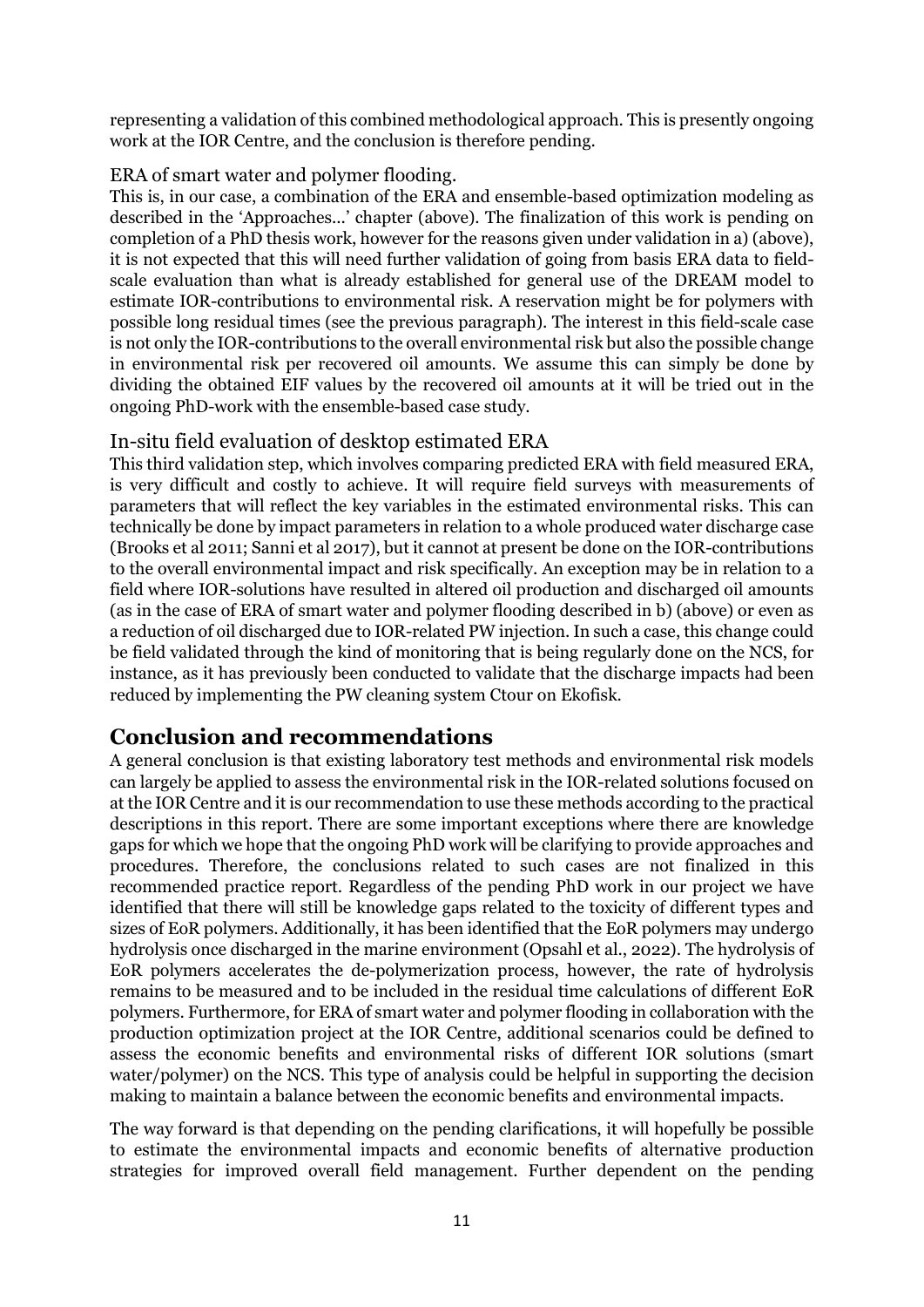representing a validation of this combined methodological approach. This is presently ongoing work at the IOR Centre, and the conclusion is therefore pending.

### ERA of smart water and polymer flooding.

This is, in our case, a combination of the ERA and ensemble-based optimization modeling as described in the 'Approaches...' chapter (above). The finalization of this work is pending on completion of a PhD thesis work, however for the reasons given under validation in a) (above), it is not expected that this will need further validation of going from basis ERA data to field-scale evaluation than what is already established for general use of the DREAM model to estimate IOR-contributions to environmental risk. A reservation might be for polymers with possible long residual times (see the previous paragraph). The interest in this field-scale case is not only the IOR-contributions to the overall environmental risk but also the possible change in environmental risk per recovered oil amounts. We assume this can simply be done by dividing the obtained EIF values by the recovered oil amounts at it will be tried out in the ongoing PhD-work with the ensemble-based case study.

### In-situ field evaluation of desktop estimated ERA

This third validation step, which involves comparing predicted ERA with field measured ERA, is very difficult and costly to achieve. It will require field surveys with measurements of parameters that will reflect the key variables in the estimated environmental risks. This can technically be done by impact parameters in relation to a whole produced water discharge case (Brooks et al 2011; Sanni et al 2017), but it cannot at present be done on the IOR-contributions to the overall environmental impact and risk specifically. An exception may be in relation to a field where IOR-solutions have resulted in altered oil production and discharged oil amounts (as in the case of ERA of smart water and polymer flooding described in b) (above) or even as a reduction of oil discharged due to IOR-related PW injection. In such a case, this change could be field validated through the kind of monitoring that is being regularly done on the NCS, for instance, as it has previously been conducted to validate that the discharge impacts had been reduced by implementing the PW cleaning system Ctour on Ekofisk.

## Conclusion and recommendations

A general conclusion is that existing laboratory test methods and environmental risk models can largely be applied to assess the environmental risk in the IOR-related solutions focused on at the IOR Centre and it is our recommendation to use these methods according to the practical descriptions in this report. There are some important exceptions where there are knowledge gaps for which we hope that the ongoing PhD work will be clarifying to provide approaches and procedures. Therefore, the conclusions related to such cases are not finalized in this recommended practice report. Regardless of the pending PhD work in our project we have identified that there will still be knowledge gaps related to the toxicity of different types and sizes of EoR polymers. Additionally, it has been identified that the EoR polymers may undergo hydrolysis once discharged in the marine environment (Opsahl et al., 2022). The hydrolysis of EoR polymers accelerates the de-polymerization process, however, the rate of hydrolysis remains to be measured and to be included in the residual time calculations of different EoR polymers. Furthermore, for ERA of smart water and polymer flooding in collaboration with the production optimization project at the IOR Centre, additional scenarios could be defined to assess the economic benefits and environmental risks of different IOR solutions (smart water/polymer) on the NCS. This type of analysis could be helpful in supporting the decision making to maintain a balance between the economic benefits and environmental impacts.

The way forward is that depending on the pending clarifications, it will hopefully be possible to estimate the environmental impacts and economic benefits of alternative production strategies for improved overall field management. Further dependent on the pending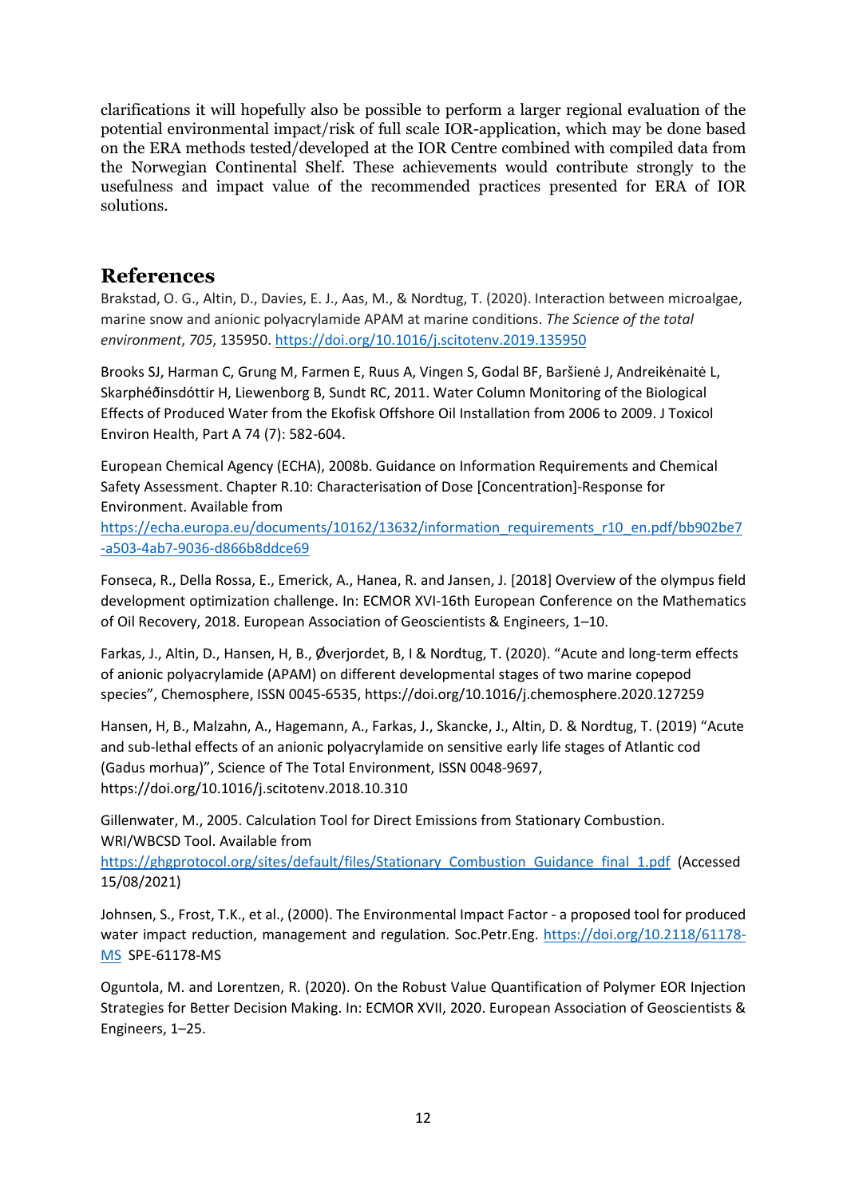clarifications it will hopefully also be possible to perform a larger regional evaluation of the potential environmental impact/risk of full scale IOR-application, which may be done based on the ERA methods tested/developed at the IOR Centre combined with compiled data from the Norwegian Continental Shelf. These achievements would contribute strongly to the usefulness and impact value of the recommended practices presented for ERA of IOR solutions.

## References

Brakstad, O. G., Altin, D., Davies, E. J., Aas, M., & Nordtug, T. (2020). Interaction between microalgae, marine snow and anionic polyacrylamide APAM at marine conditions. *The Science of the total environment*, *705*, 135950. https://doi.org/10.1016/j.scitotenv.2019.135950

Brooks SJ, Harman C, Grung M, Farmen E, Ruus A, Vingen S, Godal BF, Baršienė J, Andreikėnaitė L, Skarphéðinsdóttir H, Liewenborg B, Sundt RC, 2011. Water Column Monitoring of the Biological Effects of Produced Water from the Ekofisk Offshore Oil Installation from 2006 to 2009. J Toxicol Environ Health, Part A 74 (7): 582-604.

European Chemical Agency (ECHA), 2008b. Guidance on Information Requirements and Chemical Safety Assessment. Chapter R.10: Characterisation of Dose [Concentration]-Response for Environment. Available from https://echa.europa.eu/documents/10162/13632/information_requirements_r10_en.pdf/bb902be7-a503-4ab7-9036-d866b8ddce69

Fonseca, R., Della Rossa, E., Emerick, A., Hanea, R. and Jansen, J. [2018] Overview of the olympus field development optimization challenge. In: ECMOR XVI-16th European Conference on the Mathematics of Oil Recovery, 2018. European Association of Geoscientists & Engineers, 1–10.

Farkas, J., Altin, D., Hansen, H, B., Øverjordet, B, I & Nordtug, T. (2020). "Acute and long-term effects of anionic polyacrylamide (APAM) on different developmental stages of two marine copepod species", Chemosphere, ISSN 0045-6535, https://doi.org/10.1016/j.chemosphere.2020.127259

Hansen, H, B., Malzahn, A., Hagemann, A., Farkas, J., Skancke, J., Altin, D. & Nordtug, T. (2019) "Acute and sub-lethal effects of an anionic polyacrylamide on sensitive early life stages of Atlantic cod (Gadus morhua)", Science of The Total Environment, ISSN 0048-9697, https://doi.org/10.1016/j.scitotenv.2018.10.310

Gillenwater, M., 2005. Calculation Tool for Direct Emissions from Stationary Combustion. WRI/WBCSD Tool. Available from https://ghgprotocol.org/sites/default/files/Stationary_Combustion_Guidance_final_1.pdf (Accessed 15/08/2021)

Johnsen, S., Frost, T.K., et al., (2000). The Environmental Impact Factor - a proposed tool for produced water impact reduction, management and regulation. Soc.Petr.Eng. https://doi.org/10.2118/61178-MS SPE-61178-MS

Oguntola, M. and Lorentzen, R. (2020). On the Robust Value Quantification of Polymer EOR Injection Strategies for Better Decision Making. In: ECMOR XVII, 2020. European Association of Geoscientists & Engineers, 1–25.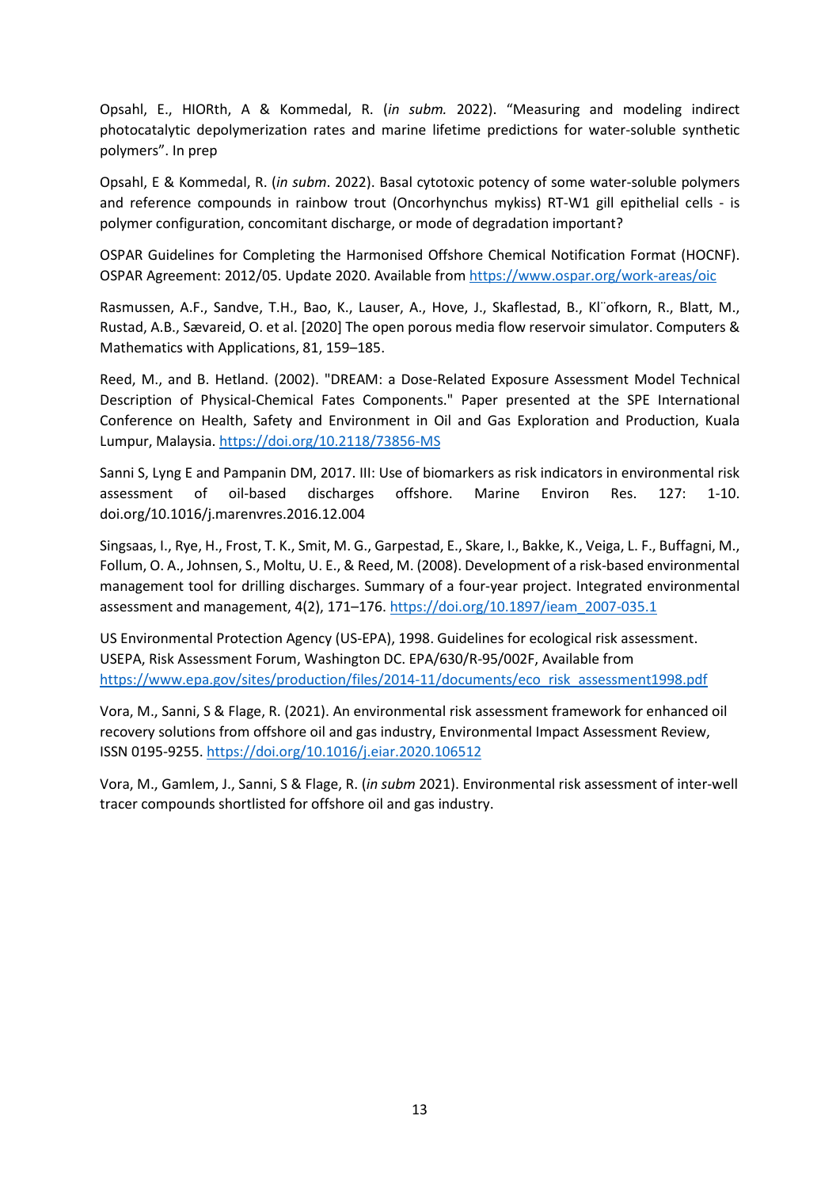Opsahl, E., HIORth, A & Kommedal, R. (*in subm.* 2022). "Measuring and modeling indirect photocatalytic depolymerization rates and marine lifetime predictions for water-soluble synthetic polymers". In prep

Opsahl, E & Kommedal, R. (*in subm*. 2022). Basal cytotoxic potency of some water-soluble polymers and reference compounds in rainbow trout (Oncorhynchus mykiss) RT-W1 gill epithelial cells - is polymer configuration, concomitant discharge, or mode of degradation important?

OSPAR Guidelines for Completing the Harmonised Offshore Chemical Notification Format (HOCNF). OSPAR Agreement: 2012/05. Update 2020. Available from https://www.ospar.org/work-areas/oic

Rasmussen, A.F., Sandve, T.H., Bao, K., Lauser, A., Hove, J., Skaflestad, B., Kl¨ofkorn, R., Blatt, M., Rustad, A.B., Sævareid, O. et al. [2020] The open porous media flow reservoir simulator. Computers & Mathematics with Applications, 81, 159–185.

Reed, M., and B. Hetland. (2002). "DREAM: a Dose-Related Exposure Assessment Model Technical Description of Physical-Chemical Fates Components." Paper presented at the SPE International Conference on Health, Safety and Environment in Oil and Gas Exploration and Production, Kuala Lumpur, Malaysia. https://doi.org/10.2118/73856-MS

Sanni S, Lyng E and Pampanin DM, 2017. III: Use of biomarkers as risk indicators in environmental risk assessment of oil-based discharges offshore. Marine Environ Res. 127: 1-10. doi.org/10.1016/j.marenvres.2016.12.004

Singsaas, I., Rye, H., Frost, T. K., Smit, M. G., Garpestad, E., Skare, I., Bakke, K., Veiga, L. F., Buffagni, M., Follum, O. A., Johnsen, S., Moltu, U. E., & Reed, M. (2008). Development of a risk-based environmental management tool for drilling discharges. Summary of a four-year project. Integrated environmental assessment and management, 4(2), 171–176. https://doi.org/10.1897/ieam_2007-035.1

US Environmental Protection Agency (US-EPA), 1998. Guidelines for ecological risk assessment. USEPA, Risk Assessment Forum, Washington DC. EPA/630/R-95/002F, Available from https://www.epa.gov/sites/production/files/2014-11/documents/eco_risk_assessment1998.pdf

Vora, M., Sanni, S & Flage, R. (2021). An environmental risk assessment framework for enhanced oil recovery solutions from offshore oil and gas industry, Environmental Impact Assessment Review, ISSN 0195-9255. https://doi.org/10.1016/j.eiar.2020.106512

Vora, M., Gamlem, J., Sanni, S & Flage, R. (*in subm* 2021). Environmental risk assessment of inter-well tracer compounds shortlisted for offshore oil and gas industry.